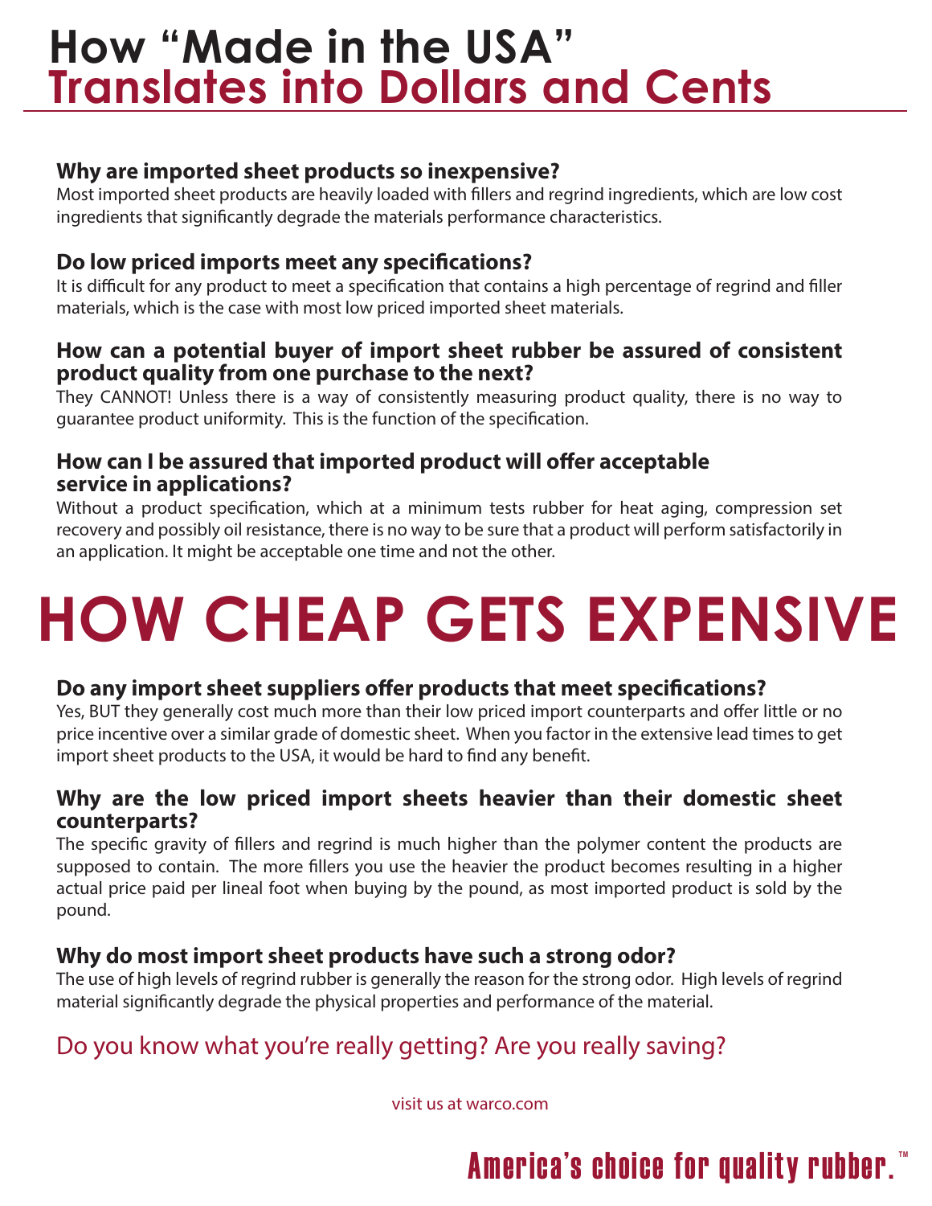# How "Made in the USA" Translates into Dollars and Cents

### Why are imported sheet products so inexpensive?

Most imported sheet products are heavily loaded with fillers and regrind ingredients, which are low cost ingredients that significantly degrade the materials performance characteristics.

### Do low priced imports meet any specifications?

It is difficult for any product to meet a specification that contains a high percentage of regrind and filler materials, which is the case with most low priced imported sheet materials.

### How can a potential buyer of import sheet rubber be assured of consistent product quality from one purchase to the next?

They CANNOT! Unless there is a way of consistently measuring product quality, there is no way to guarantee product uniformity. This is the function of the specification.

### How can I be assured that imported product will offer acceptable service in applications?

Without a product specification, which at a minimum tests rubber for heat aging, compression set recovery and possibly oil resistance, there is no way to be sure that a product will perform satisfactorily in an application. It might be acceptable one time and not the other.

# HOW CHEAP GETS EXPENSIVE

### Do any import sheet suppliers offer products that meet specifications?

Yes, BUT they generally cost much more than their low priced import counterparts and offer little or no price incentive over a similar grade of domestic sheet. When you factor in the extensive lead times to get import sheet products to the USA, it would be hard to find any benefit.

### Why are the low priced import sheets heavier than their domestic sheet counterparts?

The specific gravity of fillers and regrind is much higher than the polymer content the products are supposed to contain. The more fillers you use the heavier the product becomes resulting in a higher actual price paid per lineal foot when buying by the pound, as most imported product is sold by the pound.

### Why do most import sheet products have such a strong odor?

The use of high levels of regrind rubber is generally the reason for the strong odor. High levels of regrind material significantly degrade the physical properties and performance of the material.

Do you know what you're really getting? Are you really saving?

visit us at warco.com

America's choice for quality rubber.™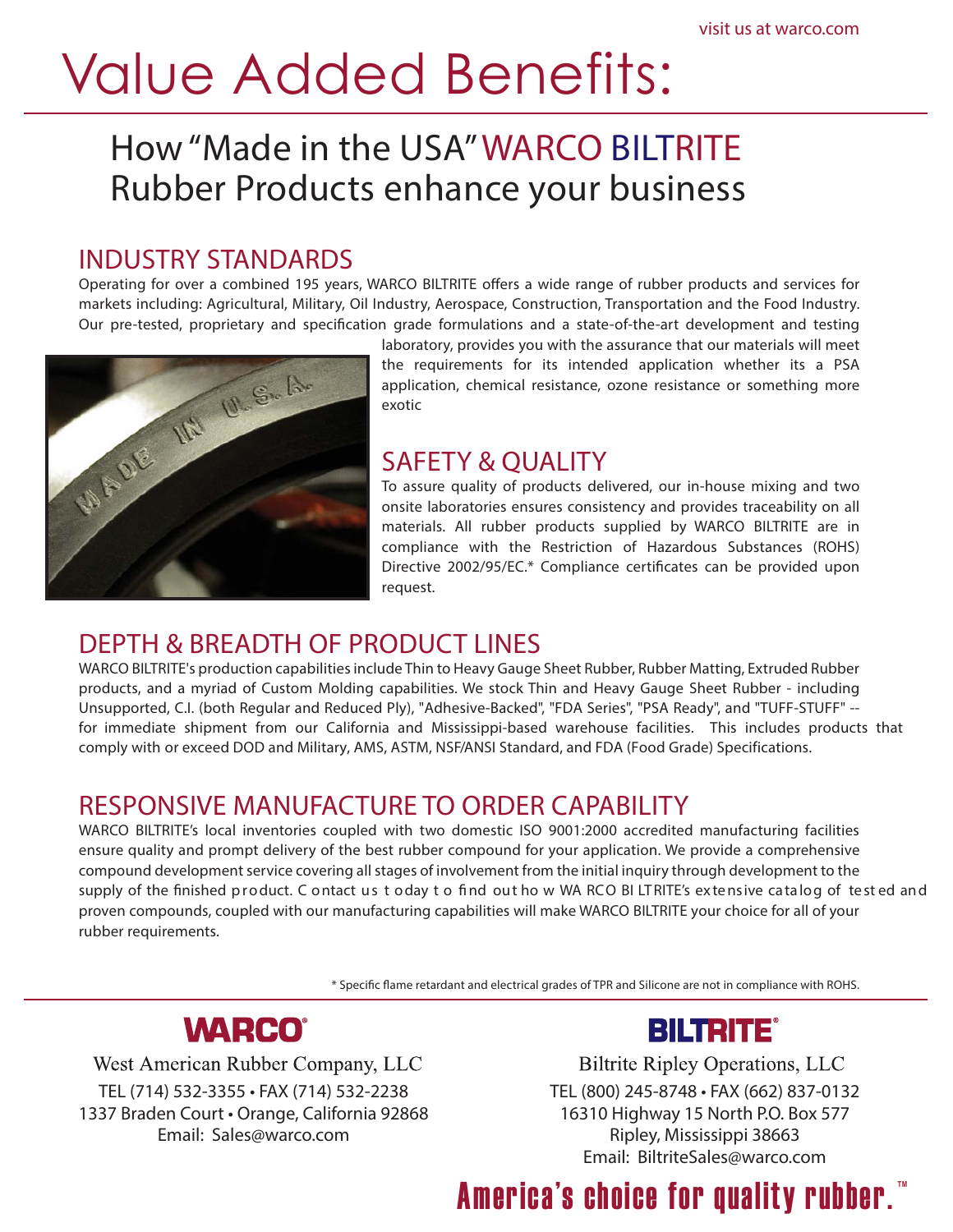visit us at warco.com

# Value Added Benefits:

## How "Made in the USA" WARCO BILTRITE Rubber Products enhance your business

### INDUSTRY STANDARDS

Operating for over a combined 195 years, WARCO BILTRITE offers a wide range of rubber products and services for markets including: Agricultural, Military, Oil Industry, Aerospace, Construction, Transportation and the Food Industry. Our pre-tested, proprietary and specification grade formulations and a state-of-the-art development and testing laboratory, provides you with the assurance that our materials will meet the requirements for its intended application whether its a PSA application, chemical resistance, ozone resistance or something more exotic

### SAFETY & QUALITY

To assure quality of products delivered, our in-house mixing and two onsite laboratories ensures consistency and provides traceability on all materials. All rubber products supplied by WARCO BILTRITE are in compliance with the Restriction of Hazardous Substances (ROHS) Directive 2002/95/EC.* Compliance certificates can be provided upon request.

### DEPTH & BREADTH OF PRODUCT LINES

WARCO BILTRITE's production capabilities include Thin to Heavy Gauge Sheet Rubber, Rubber Matting, Extruded Rubber products, and a myriad of Custom Molding capabilities. We stock Thin and Heavy Gauge Sheet Rubber - including Unsupported, C.I. (both Regular and Reduced Ply), "Adhesive-Backed", "FDA Series", "PSA Ready", and "TUFF-STUFF" -- for immediate shipment from our California and Mississippi-based warehouse facilities. This includes products that comply with or exceed DOD and Military, AMS, ASTM, NSF/ANSI Standard, and FDA (Food Grade) Specifications.

### RESPONSIVE MANUFACTURE TO ORDER CAPABILITY

WARCO BILTRITE's local inventories coupled with two domestic ISO 9001:2000 accredited manufacturing facilities ensure quality and prompt delivery of the best rubber compound for your application. We provide a comprehensive compound development service covering all stages of involvement from the initial inquiry through development to the supply of the finished product. Contact us today to find out how WARCO BILTRITE's extensive catalog of tested and proven compounds, coupled with our manufacturing capabilities will make WARCO BILTRITE your choice for all of your rubber requirements.

\* Specific flame retardant and electrical grades of TPR and Silicone are not in compliance with ROHS.

**WARCO®**

West American Rubber Company, LLC
TEL (714) 532-3355 • FAX (714) 532-2238
1337 Braden Court • Orange, California 92868
Email: Sales@warco.com

**BILTRITE®**

Biltrite Ripley Operations, LLC
TEL (800) 245-8748 • FAX (662) 837-0132
16310 Highway 15 North P.O. Box 577
Ripley, Mississippi 38663
Email: BiltriteSales@warco.com

**America's choice for quality rubber.™**